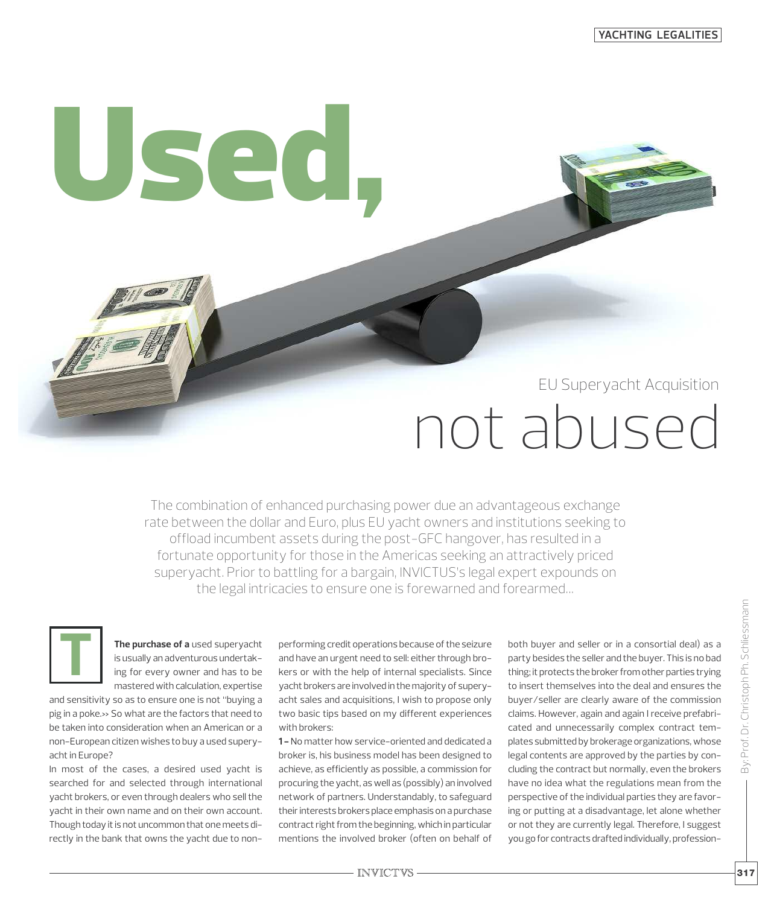# Used, not abused

## EU Superyacht Acquisition

The combination of enhanced purchasing power due an advantageous exchange rate between the dollar and Euro, plus EU yacht owners and institutions seeking to offload incumbent assets during the post-GFC hangover, has resulted in a fortunate opportunity for those in the Americas seeking an attractively priced superyacht. Prior to battling for a bargain, INVICTUS's legal expert expounds on the legal intricacies to ensure one is forewarned and forearmed...

By: Prof. Dr. Christoph Ph. Schliessmann

**The purchase of a** used superyacht is usually an adventurous undertaking for every owner and has to be mastered with calculation, expertise and sensitivity so as to ensure one is not "buying a pig in a poke.» So what are the factors that need to be taken into consideration when an American or a non-European citizen wishes to buy a used superyacht in Europe?

In most of the cases, a desired used yacht is searched for and selected through international yacht brokers, or even through dealers who sell the yacht in their own name and on their own account. Though today it is not uncommon that one meets directly in the bank that owns the yacht due to non-performing credit operations because of the seizure and have an urgent need to sell: either through brokers or with the help of internal specialists. Since yacht brokers are involved in the majority of superyacht sales and acquisitions, I wish to propose only two basic tips based on my different experiences with brokers:

**1 –** No matter how service-oriented and dedicated a broker is, his business model has been designed to achieve, as efficiently as possible, a commission for procuring the yacht, as well as (possibly) an involved network of partners. Understandably, to safeguard their interests brokers place emphasis on a purchase contract right from the beginning, which in particular mentions the involved broker (often on behalf of both buyer and seller or in a consortial deal) as a party besides the seller and the buyer. This is no bad thing; it protects the broker from other parties trying to insert themselves into the deal and ensures the buyer/seller are clearly aware of the commission claims. However, again and again I receive prefabricated and unnecessarily complex contract templates submitted by brokerage organizations, whose legal contents are approved by the parties by concluding the contract but normally, even the brokers have no idea what the regulations mean from the perspective of the individual parties they are favoring or putting at a disadvantage, let alone whether or not they are currently legal. Therefore, I suggest you go for contracts drafted individually, profession-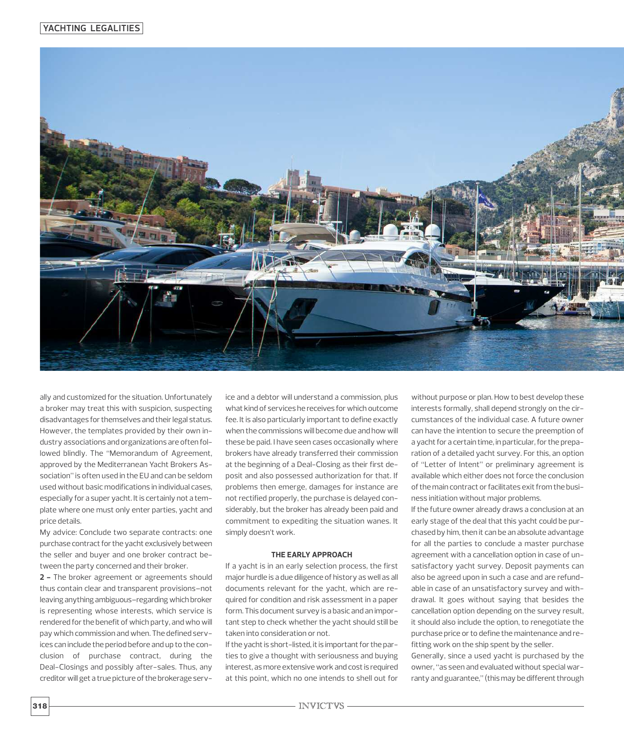ally and customized for the situation. Unfortunately a broker may treat this with suspicion, suspecting disadvantages for themselves and their legal status. However, the templates provided by their own industry associations and organizations are often followed blindly. The "Memorandum of Agreement, approved by the Mediterranean Yacht Brokers Association" is often used in the EU and can be seldom used without basic modifications in individual cases, especially for a super yacht. It is certainly not a template where one must only enter parties, yacht and price details.

My advice: Conclude two separate contracts: one purchase contract for the yacht exclusively between the seller and buyer and one broker contract between the party concerned and their broker.

**2 –** The broker agreement or agreements should thus contain clear and transparent provisions–not leaving anything ambiguous–regarding which broker is representing whose interests, which service is rendered for the benefit of which party, and who will pay which commission and when. The defined services can include the period before and up to the conclusion of purchase contract, during the Deal-Closings and possibly after-sales. Thus, any creditor will get a true picture of the brokerage service and a debtor will understand a commission, plus what kind of services he receives for which outcome fee. It is also particularly important to define exactly when the commissions will become due and how will these be paid. I have seen cases occasionally where brokers have already transferred their commission at the beginning of a Deal-Closing as their first deposit and also possessed authorization for that. If problems then emerge, damages for instance are not rectified properly, the purchase is delayed considerably, but the broker has already been paid and commitment to expediting the situation wanes. It simply doesn't work.

#### THE EARLY APPROACH

If a yacht is in an early selection process, the first major hurdle is a due diligence of history as well as all documents relevant for the yacht, which are required for condition and risk assessment in a paper form. This document survey is a basic and an important step to check whether the yacht should still be taken into consideration or not.

If the yacht is short-listed, it is important for the parties to give a thought with seriousness and buying interest, as more extensive work and cost is required at this point, which no one intends to shell out for without purpose or plan. How to best develop these interests formally, shall depend strongly on the circumstances of the individual case. A future owner can have the intention to secure the preemption of a yacht for a certain time, in particular, for the preparation of a detailed yacht survey. For this, an option of "Letter of Intent" or preliminary agreement is available which either does not force the conclusion of the main contract or facilitates exit from the business initiation without major problems.

If the future owner already draws a conclusion at an early stage of the deal that this yacht could be purchased by him, then it can be an absolute advantage for all the parties to conclude a master purchase agreement with a cancellation option in case of unsatisfactory yacht survey. Deposit payments can also be agreed upon in such a case and are refundable in case of an unsatisfactory survey and withdrawal. It goes without saying that besides the cancellation option depending on the survey result, it should also include the option, to renegotiate the purchase price or to define the maintenance and refitting work on the ship spent by the seller.

Generally, since a used yacht is purchased by the owner, "as seen and evaluated without special warranty and guarantee," (this may be different through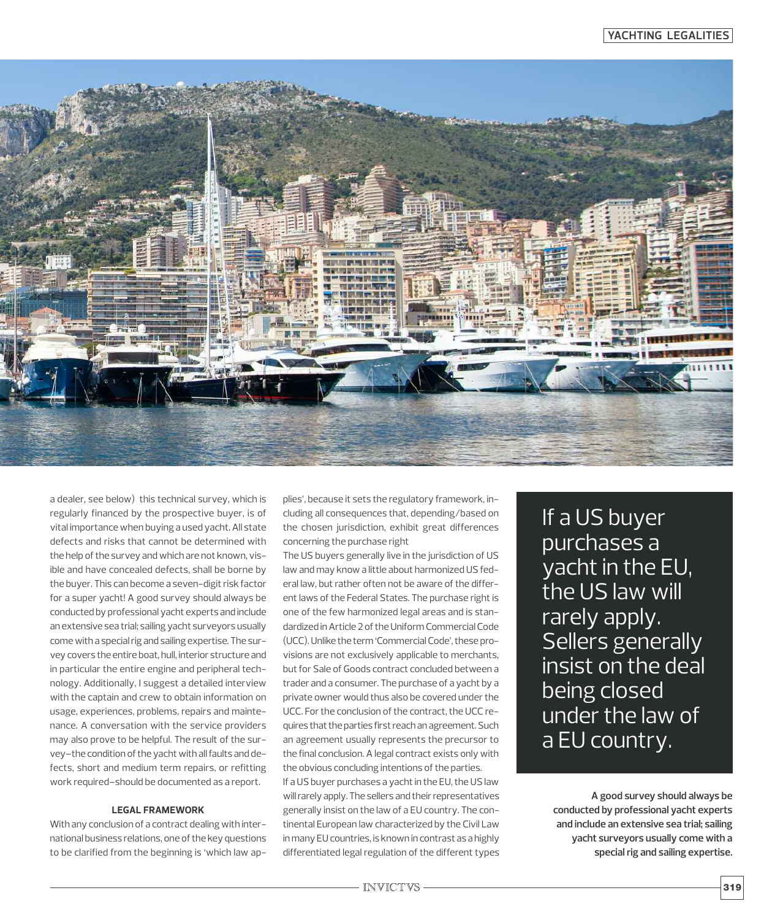a dealer, see below) this technical survey, which is regularly financed by the prospective buyer, is of vital importance when buying a used yacht. All state defects and risks that cannot be determined with the help of the survey and which are not known, visible and have concealed defects, shall be borne by the buyer. This can become a seven-digit risk factor for a super yacht! A good survey should always be conducted by professional yacht experts and include an extensive sea trial; sailing yacht surveyors usually come with a special rig and sailing expertise. The survey covers the entire boat, hull, interior structure and in particular the entire engine and peripheral technology. Additionally, I suggest a detailed interview with the captain and crew to obtain information on usage, experiences, problems, repairs and maintenance. A conversation with the service providers may also prove to be helpful. The result of the survey–the condition of the yacht with all faults and defects, short and medium term repairs, or refitting work required–should be documented as a report.

#### LEGAL FRAMEWORK

With any conclusion of a contract dealing with international business relations, one of the key questions to be clarified from the beginning is 'which law applies', because it sets the regulatory framework, including all consequences that, depending/based on the chosen jurisdiction, exhibit great differences concerning the purchase right

The US buyers generally live in the jurisdiction of US law and may know a little about harmonized US federal law, but rather often not be aware of the different laws of the Federal States. The purchase right is one of the few harmonized legal areas and is standardized in Article 2 of the Uniform Commercial Code (UCC). Unlike the term 'Commercial Code', these provisions are not exclusively applicable to merchants, but for Sale of Goods contract concluded between a trader and a consumer. The purchase of a yacht by a private owner would thus also be covered under the UCC. For the conclusion of the contract, the UCC requires that the parties first reach an agreement. Such an agreement usually represents the precursor to the final conclusion. A legal contract exists only with the obvious concluding intentions of the parties.

If a US buyer purchases a yacht in the EU, the US law will rarely apply. The sellers and their representatives generally insist on the law of a EU country. The continental European law characterized by the Civil Law in many EU countries, is known in contrast as a highly differentiated legal regulation of the different types

> If a US buyer purchases a yacht in the EU, the US law will rarely apply. Sellers generally insist on the deal being closed under the law of a EU country.

**A good survey should always be conducted by professional yacht experts and include an extensive sea trial; sailing yacht surveyors usually come with a special rig and sailing expertise.**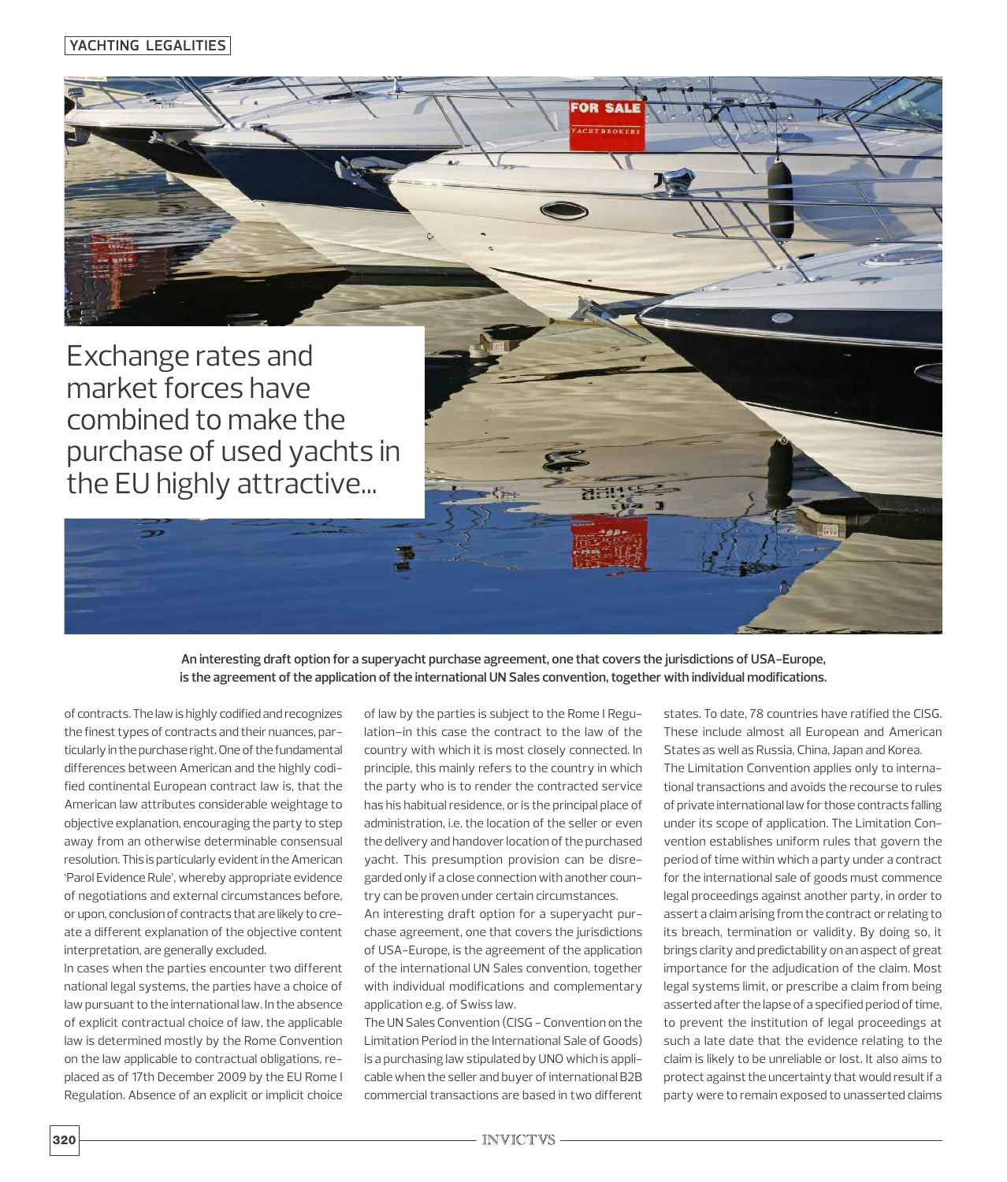Exchange rates and market forces have combined to make the purchase of used yachts in the EU highly attractive...

**An interesting draft option for a superyacht purchase agreement, one that covers the jurisdictions of USA-Europe, is the agreement of the application of the international UN Sales convention, together with individual modifications.**

of contracts. The law is highly codified and recognizes the finest types of contracts and their nuances, particularly in the purchase right. One of the fundamental differences between American and the highly codified continental European contract law is, that the American law attributes considerable weightage to objective explanation, encouraging the party to step away from an otherwise determinable consensual resolution. This is particularly evident in the American 'Parol Evidence Rule', whereby appropriate evidence of negotiations and external circumstances before, or upon, conclusion of contracts that are likely to create a different explanation of the objective content interpretation, are generally excluded.

In cases when the parties encounter two different national legal systems, the parties have a choice of law pursuant to the international law. In the absence of explicit contractual choice of law, the applicable law is determined mostly by the Rome Convention on the law applicable to contractual obligations, replaced as of 17th December 2009 by the EU Rome I Regulation. Absence of an explicit or implicit choice of law by the parties is subject to the Rome I Regulation–in this case the contract to the law of the country with which it is most closely connected. In principle, this mainly refers to the country in which the party who is to render the contracted service has his habitual residence, or is the principal place of administration, i.e. the location of the seller or even the delivery and handover location of the purchased yacht. This presumption provision can be disregarded only if a close connection with another country can be proven under certain circumstances.

An interesting draft option for a superyacht purchase agreement, one that covers the jurisdictions of USA-Europe, is the agreement of the application of the international UN Sales convention, together with individual modifications and complementary application e.g. of Swiss law.

The UN Sales Convention (CISG - Convention on the Limitation Period in the International Sale of Goods) is a purchasing law stipulated by UNO which is applicable when the seller and buyer of international B2B commercial transactions are based in two different states. To date, 78 countries have ratified the CISG. These include almost all European and American States as well as Russia, China, Japan and Korea.

The Limitation Convention applies only to international transactions and avoids the recourse to rules of private international law for those contracts falling under its scope of application. The Limitation Convention establishes uniform rules that govern the period of time within which a party under a contract for the international sale of goods must commence legal proceedings against another party, in order to assert a claim arising from the contract or relating to its breach, termination or validity. By doing so, it brings clarity and predictability on an aspect of great importance for the adjudication of the claim. Most legal systems limit, or prescribe a claim from being asserted after the lapse of a specified period of time, to prevent the institution of legal proceedings at such a late date that the evidence relating to the claim is likely to be unreliable or lost. It also aims to protect against the uncertainty that would result if a party were to remain exposed to unasserted claims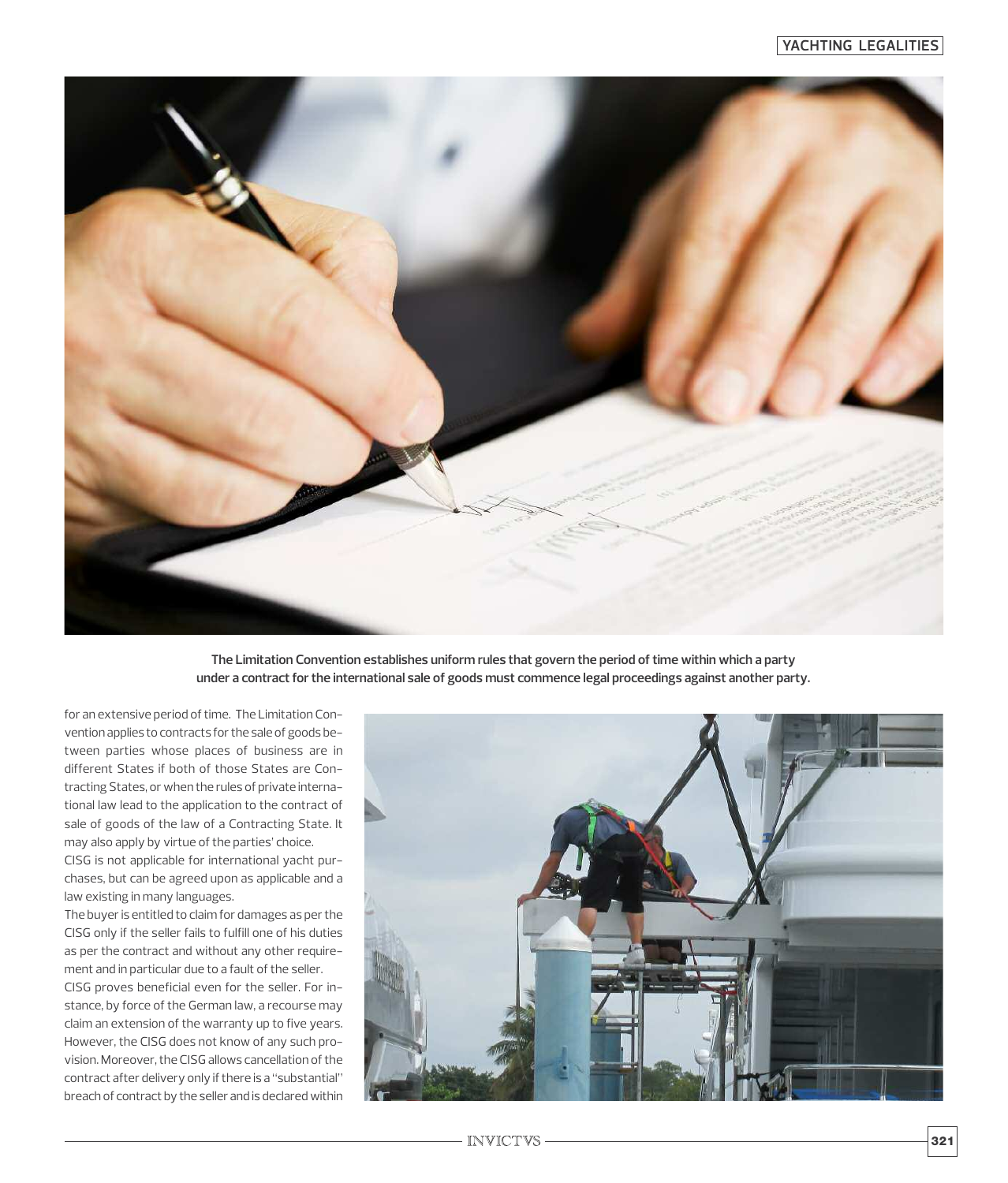The Limitation Convention establishes uniform rules that govern the period of time within which a party under a contract for the international sale of goods must commence legal proceedings against another party.

for an extensive period of time. The Limitation Convention applies to contracts for the sale of goods between parties whose places of business are in different States if both of those States are Contracting States, or when the rules of private international law lead to the application to the contract of sale of goods of the law of a Contracting State. It may also apply by virtue of the parties' choice.

CISG is not applicable for international yacht purchases, but can be agreed upon as applicable and a law existing in many languages.

The buyer is entitled to claim for damages as per the CISG only if the seller fails to fulfill one of his duties as per the contract and without any other requirement and in particular due to a fault of the seller.

CISG proves beneficial even for the seller. For instance, by force of the German law, a recourse may claim an extension of the warranty up to five years. However, the CISG does not know of any such provision. Moreover, the CISG allows cancellation of the contract after delivery only if there is a "substantial" breach of contract by the seller and is declared within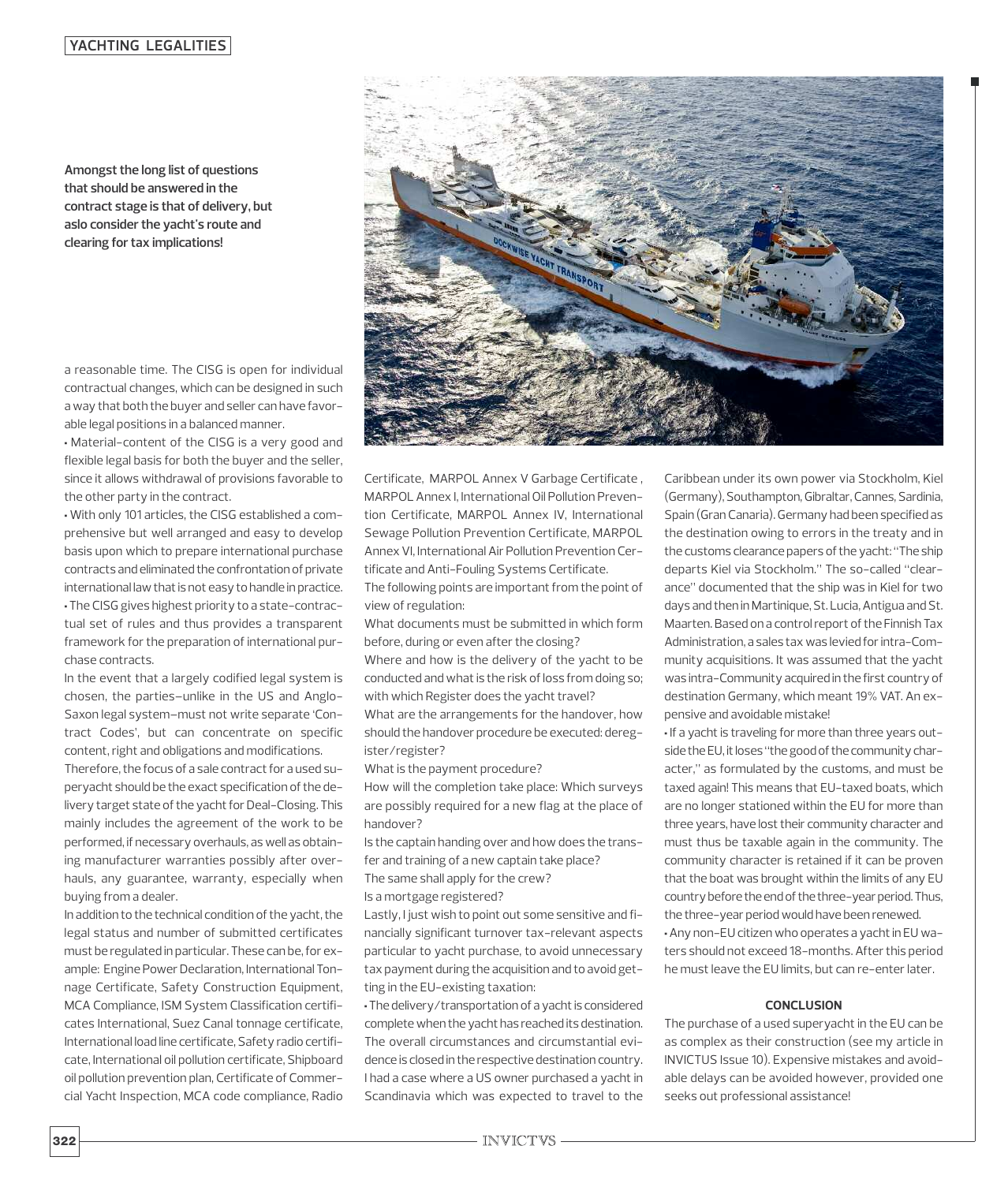**Amongst the long list of questions that should be answered in the contract stage is that of delivery, but aslo consider the yacht's route and clearing for tax implications!**

a reasonable time. The CISG is open for individual contractual changes, which can be designed in such a way that both the buyer and seller can have favorable legal positions in a balanced manner.

- Material-content of the CISG is a very good and flexible legal basis for both the buyer and the seller, since it allows withdrawal of provisions favorable to the other party in the contract.
- With only 101 articles, the CISG established a comprehensive but well arranged and easy to develop basis upon which to prepare international purchase contracts and eliminated the confrontation of private international law that is not easy to handle in practice.
- The CISG gives highest priority to a state-contractual set of rules and thus provides a transparent framework for the preparation of international purchase contracts.

In the event that a largely codified legal system is chosen, the parties–unlike in the US and Anglo-Saxon legal system–must not write separate 'Contract Codes', but can concentrate on specific content, right and obligations and modifications.

Therefore, the focus of a sale contract for a used superyacht should be the exact specification of the delivery target state of the yacht for Deal-Closing. This mainly includes the agreement of the work to be performed, if necessary overhauls, as well as obtaining manufacturer warranties possibly after overhauls, any guarantee, warranty, especially when buying from a dealer.

In addition to the technical condition of the yacht, the legal status and number of submitted certificates must be regulated in particular. These can be, for example: Engine Power Declaration, International Tonnage Certificate, Safety Construction Equipment, MCA Compliance, ISM System Classification certificates International, Suez Canal tonnage certificate, International load line certificate, Safety radio certificate, International oil pollution certificate, Shipboard oil pollution prevention plan, Certificate of Commercial Yacht Inspection, MCA code compliance, Radio Certificate, MARPOL Annex V Garbage Certificate, MARPOL Annex I, International Oil Pollution Prevention Certificate, MARPOL Annex IV, International Sewage Pollution Prevention Certificate, MARPOL Annex VI, International Air Pollution Prevention Certificate and Anti-Fouling Systems Certificate.

The following points are important from the point of view of regulation:

What documents must be submitted in which form before, during or even after the closing?

Where and how is the delivery of the yacht to be conducted and what is the risk of loss from doing so; with which Register does the yacht travel?

What are the arrangements for the handover, how should the handover procedure be executed: deregister/register?

What is the payment procedure?

How will the completion take place: Which surveys are possibly required for a new flag at the place of handover?

Is the captain handing over and how does the transfer and training of a new captain take place?

The same shall apply for the crew?

Is a mortgage registered?

Lastly, I just wish to point out some sensitive and financially significant turnover tax-relevant aspects particular to yacht purchase, to avoid unnecessary tax payment during the acquisition and to avoid getting in the EU-existing taxation:

- The delivery/transportation of a yacht is considered complete when the yacht has reached its destination. The overall circumstances and circumstantial evidence is closed in the respective destination country. I had a case where a US owner purchased a yacht in Scandinavia which was expected to travel to the Caribbean under its own power via Stockholm, Kiel (Germany), Southampton, Gibraltar, Cannes, Sardinia, Spain (Gran Canaria). Germany had been specified as the destination owing to errors in the treaty and in the customs clearance papers of the yacht: "The ship departs Kiel via Stockholm." The so-called "clearance" documented that the ship was in Kiel for two days and then in Martinique, St. Lucia, Antigua and St. Maarten. Based on a control report of the Finnish Tax Administration, a sales tax was levied for intra-Community acquisitions. It was assumed that the yacht was intra-Community acquired in the first country of destination Germany, which meant 19% VAT. An expensive and avoidable mistake!
- If a yacht is traveling for more than three years outside the EU, it loses "the good of the community character," as formulated by the customs, and must be taxed again! This means that EU-taxed boats, which are no longer stationed within the EU for more than three years, have lost their community character and must thus be taxable again in the community. The community character is retained if it can be proven that the boat was brought within the limits of any EU country before the end of the three-year period. Thus, the three-year period would have been renewed.
- Any non-EU citizen who operates a yacht in EU waters should not exceed 18-months. After this period he must leave the EU limits, but can re-enter later.

## CONCLUSION

The purchase of a used superyacht in the EU can be as complex as their construction (see my article in INVICTUS Issue 10). Expensive mistakes and avoidable delays can be avoided however, provided one seeks out professional assistance!